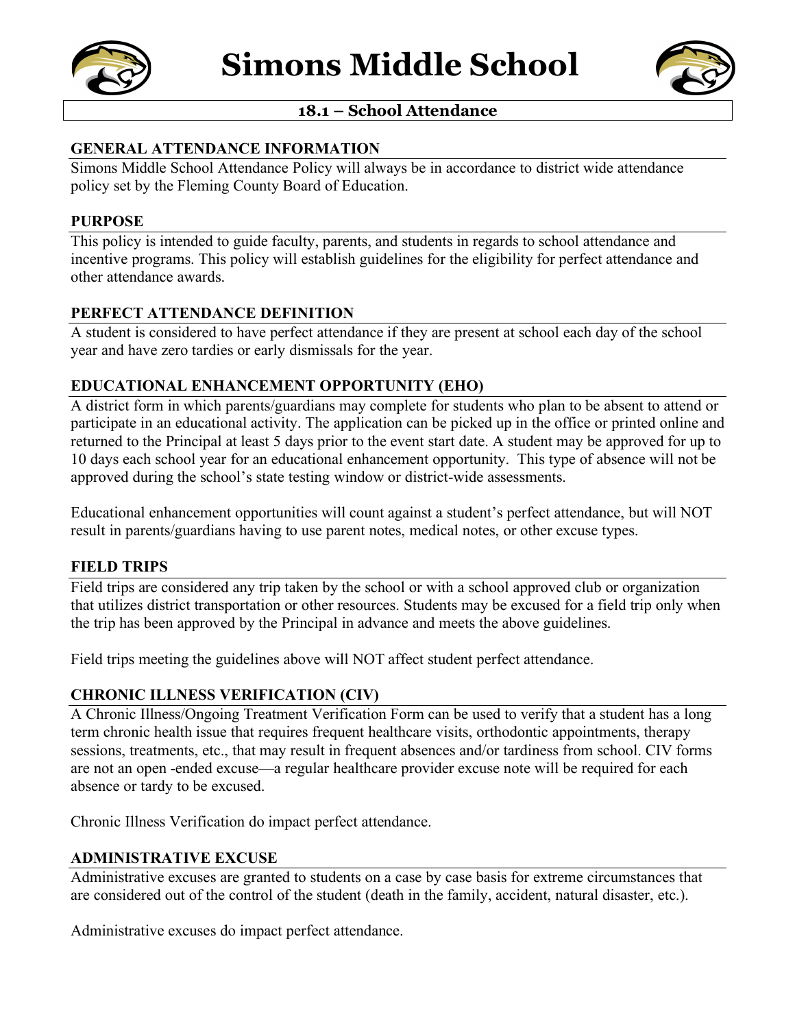# Simons Middle School

## 18.1 – School Attendance

### GENERAL ATTENDANCE INFORMATION

Simons Middle School Attendance Policy will always be in accordance to district wide attendance policy set by the Fleming County Board of Education.

### PURPOSE

This policy is intended to guide faculty, parents, and students in regards to school attendance and incentive programs. This policy will establish guidelines for the eligibility for perfect attendance and other attendance awards.

### PERFECT ATTENDANCE DEFINITION

A student is considered to have perfect attendance if they are present at school each day of the school year and have zero tardies or early dismissals for the year.

### EDUCATIONAL ENHANCEMENT OPPORTUNITY (EHO)

A district form in which parents/guardians may complete for students who plan to be absent to attend or participate in an educational activity. The application can be picked up in the office or printed online and returned to the Principal at least 5 days prior to the event start date. A student may be approved for up to 10 days each school year for an educational enhancement opportunity. This type of absence will not be approved during the school's state testing window or district-wide assessments.

Educational enhancement opportunities will count against a student's perfect attendance, but will NOT result in parents/guardians having to use parent notes, medical notes, or other excuse types.

### FIELD TRIPS

Field trips are considered any trip taken by the school or with a school approved club or organization that utilizes district transportation or other resources. Students may be excused for a field trip only when the trip has been approved by the Principal in advance and meets the above guidelines.

Field trips meeting the guidelines above will NOT affect student perfect attendance.

### CHRONIC ILLNESS VERIFICATION (CIV)

A Chronic Illness/Ongoing Treatment Verification Form can be used to verify that a student has a long term chronic health issue that requires frequent healthcare visits, orthodontic appointments, therapy sessions, treatments, etc., that may result in frequent absences and/or tardiness from school. CIV forms are not an open -ended excuse—a regular healthcare provider excuse note will be required for each absence or tardy to be excused.

Chronic Illness Verification do impact perfect attendance.

### ADMINISTRATIVE EXCUSE

Administrative excuses are granted to students on a case by case basis for extreme circumstances that are considered out of the control of the student (death in the family, accident, natural disaster, etc.).

Administrative excuses do impact perfect attendance.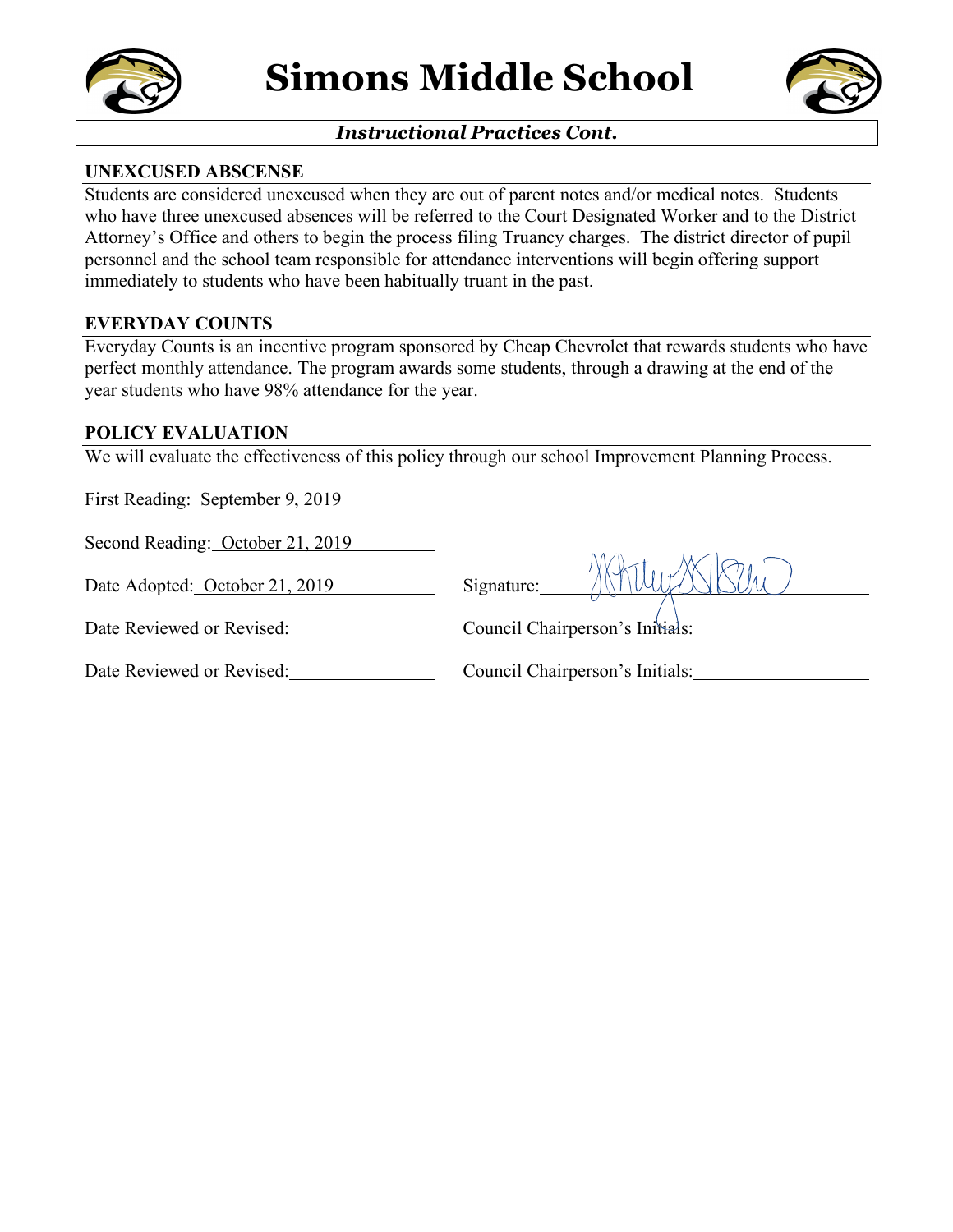# Simons Middle School

***Instructional Practices Cont.***

## UNEXCUSED ABSCENSE

Students are considered unexcused when they are out of parent notes and/or medical notes. Students who have three unexcused absences will be referred to the Court Designated Worker and to the District Attorney's Office and others to begin the process filing Truancy charges. The district director of pupil personnel and the school team responsible for attendance interventions will begin offering support immediately to students who have been habitually truant in the past.

## EVERYDAY COUNTS

Everyday Counts is an incentive program sponsored by Cheap Chevrolet that rewards students who have perfect monthly attendance. The program awards some students, through a drawing at the end of the year students who have 98% attendance for the year.

## POLICY EVALUATION

We will evaluate the effectiveness of this policy through our school Improvement Planning Process.

First Reading: September 9, 2019

Second Reading: October 21, 2019

Date Adopted: October 21, 2019 Signature: [signature]

Date Reviewed or Revised: ________ Council Chairperson's Initials: ________

Date Reviewed or Revised: ________ Council Chairperson's Initials: ________